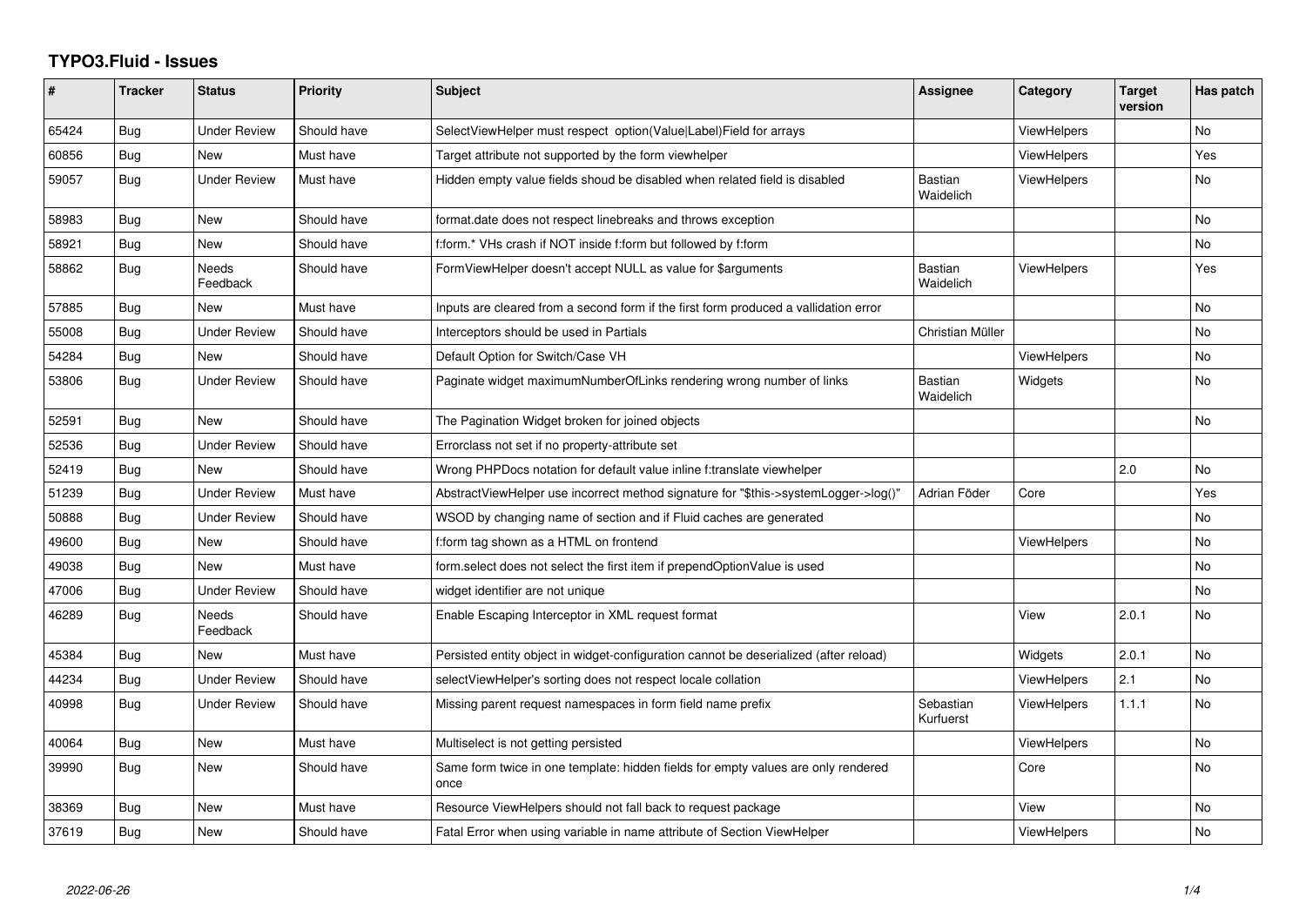# TYPO3.Fluid - Issues

| # | Tracker | Status | Priority | Subject | Assignee | Category | Target version | Has patch |
|---|---|---|---|---|---|---|---|---|
| 65424 | Bug | Under Review | Should have | SelectViewHelper must respect option(Value\|Label)Field for arrays | | ViewHelpers | | No |
| 60856 | Bug | New | Must have | Target attribute not supported by the form viewhelper | | ViewHelpers | | Yes |
| 59057 | Bug | Under Review | Must have | Hidden empty value fields shoud be disabled when related field is disabled | Bastian Waidelich | ViewHelpers | | No |
| 58983 | Bug | New | Should have | format.date does not respect linebreaks and throws exception | | | | No |
| 58921 | Bug | New | Should have | f:form.* VHs crash if NOT inside f:form but followed by f:form | | | | No |
| 58862 | Bug | Needs Feedback | Should have | FormViewHelper doesn't accept NULL as value for $arguments | Bastian Waidelich | ViewHelpers | | Yes |
| 57885 | Bug | New | Must have | Inputs are cleared from a second form if the first form produced a vallidation error | | | | No |
| 55008 | Bug | Under Review | Should have | Interceptors should be used in Partials | Christian Müller | | | No |
| 54284 | Bug | New | Should have | Default Option for Switch/Case VH | | ViewHelpers | | No |
| 53806 | Bug | Under Review | Should have | Paginate widget maximumNumberOfLinks rendering wrong number of links | Bastian Waidelich | Widgets | | No |
| 52591 | Bug | New | Should have | The Pagination Widget broken for joined objects | | | | No |
| 52536 | Bug | Under Review | Should have | Errorclass not set if no property-attribute set | | | | |
| 52419 | Bug | New | Should have | Wrong PHPDocs notation for default value inline f:translate viewhelper | | | 2.0 | No |
| 51239 | Bug | Under Review | Must have | AbstractViewHelper use incorrect method signature for "$this->systemLogger->log()" | Adrian Föder | Core | | Yes |
| 50888 | Bug | Under Review | Should have | WSOD by changing name of section and if Fluid caches are generated | | | | No |
| 49600 | Bug | New | Should have | f:form tag shown as a HTML on frontend | | ViewHelpers | | No |
| 49038 | Bug | New | Must have | form.select does not select the first item if prependOptionValue is used | | | | No |
| 47006 | Bug | Under Review | Should have | widget identifier are not unique | | | | No |
| 46289 | Bug | Needs Feedback | Should have | Enable Escaping Interceptor in XML request format | | View | 2.0.1 | No |
| 45384 | Bug | New | Must have | Persisted entity object in widget-configuration cannot be deserialized (after reload) | | Widgets | 2.0.1 | No |
| 44234 | Bug | Under Review | Should have | selectViewHelper's sorting does not respect locale collation | | ViewHelpers | 2.1 | No |
| 40998 | Bug | Under Review | Should have | Missing parent request namespaces in form field name prefix | Sebastian Kurfuerst | ViewHelpers | 1.1.1 | No |
| 40064 | Bug | New | Must have | Multiselect is not getting persisted | | ViewHelpers | | No |
| 39990 | Bug | New | Should have | Same form twice in one template: hidden fields for empty values are only rendered once | | Core | | No |
| 38369 | Bug | New | Must have | Resource ViewHelpers should not fall back to request package | | View | | No |
| 37619 | Bug | New | Should have | Fatal Error when using variable in name attribute of Section ViewHelper | | ViewHelpers | | No |

2022-06-26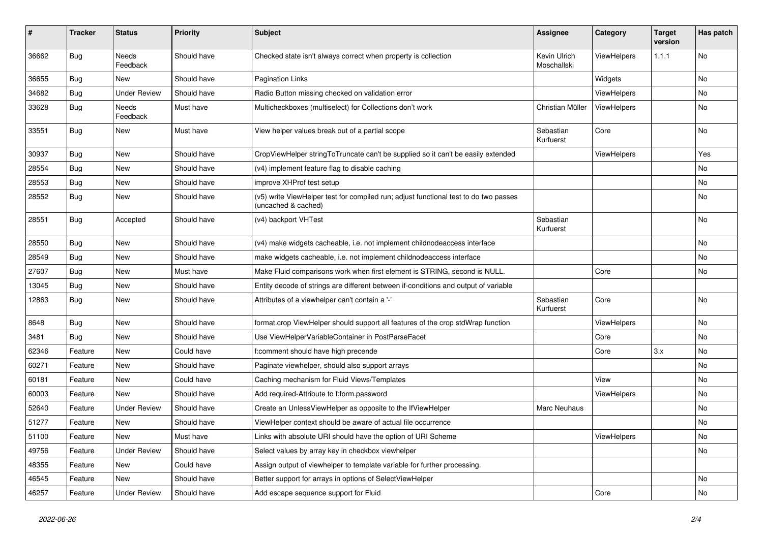| # | Tracker | Status | Priority | Subject | Assignee | Category | Target version | Has patch |
|---|---|---|---|---|---|---|---|---|
| 36662 | Bug | Needs Feedback | Should have | Checked state isn't always correct when property is collection | Kevin Ulrich Moschallski | ViewHelpers | 1.1.1 | No |
| 36655 | Bug | New | Should have | Pagination Links | | Widgets | | No |
| 34682 | Bug | Under Review | Should have | Radio Button missing checked on validation error | | ViewHelpers | | No |
| 33628 | Bug | Needs Feedback | Must have | Multicheckboxes (multiselect) for Collections don't work | Christian Müller | ViewHelpers | | No |
| 33551 | Bug | New | Must have | View helper values break out of a partial scope | Sebastian Kurfuerst | Core | | No |
| 30937 | Bug | New | Should have | CropViewHelper stringToTruncate can't be supplied so it can't be easily extended | | ViewHelpers | | Yes |
| 28554 | Bug | New | Should have | (v4) implement feature flag to disable caching | | | | No |
| 28553 | Bug | New | Should have | improve XHProf test setup | | | | No |
| 28552 | Bug | New | Should have | (v5) write ViewHelper test for compiled run; adjust functional test to do two passes (uncached & cached) | | | | No |
| 28551 | Bug | Accepted | Should have | (v4) backport VHTest | Sebastian Kurfuerst | | | No |
| 28550 | Bug | New | Should have | (v4) make widgets cacheable, i.e. not implement childnodeaccess interface | | | | No |
| 28549 | Bug | New | Should have | make widgets cacheable, i.e. not implement childnodeaccess interface | | | | No |
| 27607 | Bug | New | Must have | Make Fluid comparisons work when first element is STRING, second is NULL. | | Core | | No |
| 13045 | Bug | New | Should have | Entity decode of strings are different between if-conditions and output of variable | | | | |
| 12863 | Bug | New | Should have | Attributes of a viewhelper can't contain a '-' | Sebastian Kurfuerst | Core | | No |
| 8648 | Bug | New | Should have | format.crop ViewHelper should support all features of the crop stdWrap function | | ViewHelpers | | No |
| 3481 | Bug | New | Should have | Use ViewHelperVariableContainer in PostParseFacet | | Core | | No |
| 62346 | Feature | New | Could have | f:comment should have high precende | | Core | 3.x | No |
| 60271 | Feature | New | Should have | Paginate viewhelper, should also support arrays | | | | No |
| 60181 | Feature | New | Could have | Caching mechanism for Fluid Views/Templates | | View | | No |
| 60003 | Feature | New | Should have | Add required-Attribute to f:form.password | | ViewHelpers | | No |
| 52640 | Feature | Under Review | Should have | Create an UnlessViewHelper as opposite to the IfViewHelper | Marc Neuhaus | | | No |
| 51277 | Feature | New | Should have | ViewHelper context should be aware of actual file occurrence | | | | No |
| 51100 | Feature | New | Must have | Links with absolute URI should have the option of URI Scheme | | ViewHelpers | | No |
| 49756 | Feature | Under Review | Should have | Select values by array key in checkbox viewhelper | | | | No |
| 48355 | Feature | New | Could have | Assign output of viewhelper to template variable for further processing. | | | | |
| 46545 | Feature | New | Should have | Better support for arrays in options of SelectViewHelper | | | | No |
| 46257 | Feature | Under Review | Should have | Add escape sequence support for Fluid | | Core | | No |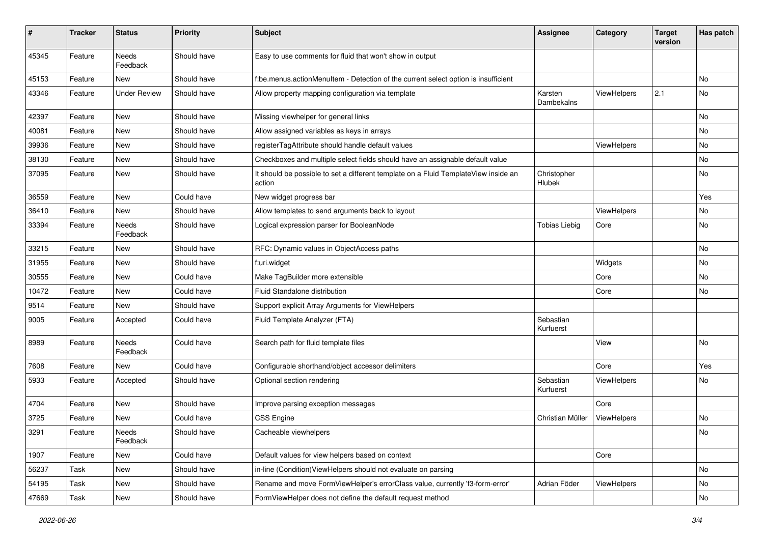| # | Tracker | Status | Priority | Subject | Assignee | Category | Target version | Has patch |
|---|---|---|---|---|---|---|---|---|
| 45345 | Feature | Needs Feedback | Should have | Easy to use comments for fluid that won't show in output | | | | |
| 45153 | Feature | New | Should have | f:be.menus.actionMenuItem - Detection of the current select option is insufficient | | | | No |
| 43346 | Feature | Under Review | Should have | Allow property mapping configuration via template | Karsten Dambekalns | ViewHelpers | 2.1 | No |
| 42397 | Feature | New | Should have | Missing viewhelper for general links | | | | No |
| 40081 | Feature | New | Should have | Allow assigned variables as keys in arrays | | | | No |
| 39936 | Feature | New | Should have | registerTagAttribute should handle default values | | ViewHelpers | | No |
| 38130 | Feature | New | Should have | Checkboxes and multiple select fields should have an assignable default value | | | | No |
| 37095 | Feature | New | Should have | It should be possible to set a different template on a Fluid TemplateView inside an action | Christopher Hlubek | | | No |
| 36559 | Feature | New | Could have | New widget progress bar | | | | Yes |
| 36410 | Feature | New | Should have | Allow templates to send arguments back to layout | | ViewHelpers | | No |
| 33394 | Feature | Needs Feedback | Should have | Logical expression parser for BooleanNode | Tobias Liebig | Core | | No |
| 33215 | Feature | New | Should have | RFC: Dynamic values in ObjectAccess paths | | | | No |
| 31955 | Feature | New | Should have | f:uri.widget | | Widgets | | No |
| 30555 | Feature | New | Could have | Make TagBuilder more extensible | | Core | | No |
| 10472 | Feature | New | Could have | Fluid Standalone distribution | | Core | | No |
| 9514 | Feature | New | Should have | Support explicit Array Arguments for ViewHelpers | | | | |
| 9005 | Feature | Accepted | Could have | Fluid Template Analyzer (FTA) | Sebastian Kurfuerst | | | |
| 8989 | Feature | Needs Feedback | Could have | Search path for fluid template files | | View | | No |
| 7608 | Feature | New | Could have | Configurable shorthand/object accessor delimiters | | Core | | Yes |
| 5933 | Feature | Accepted | Should have | Optional section rendering | Sebastian Kurfuerst | ViewHelpers | | No |
| 4704 | Feature | New | Should have | Improve parsing exception messages | | Core | | |
| 3725 | Feature | New | Could have | CSS Engine | Christian Müller | ViewHelpers | | No |
| 3291 | Feature | Needs Feedback | Should have | Cacheable viewhelpers | | | | No |
| 1907 | Feature | New | Could have | Default values for view helpers based on context | | Core | | |
| 56237 | Task | New | Should have | in-line (Condition)ViewHelpers should not evaluate on parsing | | | | No |
| 54195 | Task | New | Should have | Rename and move FormViewHelper's errorClass value, currently 'f3-form-error' | Adrian Föder | ViewHelpers | | No |
| 47669 | Task | New | Should have | FormViewHelper does not define the default request method | | | | No |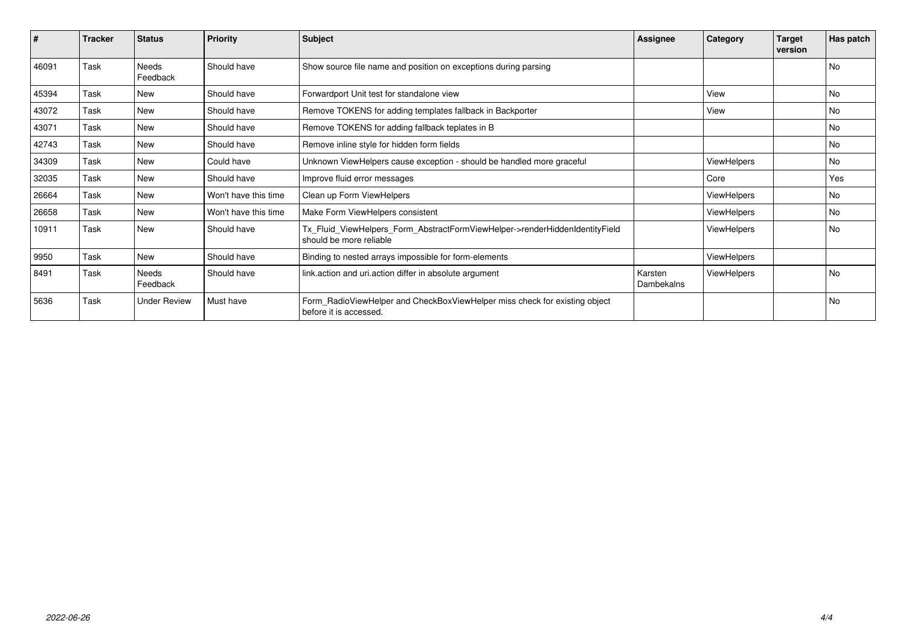| # | Tracker | Status | Priority | Subject | Assignee | Category | Target version | Has patch |
|---|---|---|---|---|---|---|---|---|
| 46091 | Task | Needs Feedback | Should have | Show source file name and position on exceptions during parsing | | | | No |
| 45394 | Task | New | Should have | Forwardport Unit test for standalone view | | View | | No |
| 43072 | Task | New | Should have | Remove TOKENS for adding templates fallback in Backporter | | View | | No |
| 43071 | Task | New | Should have | Remove TOKENS for adding fallback teplates in B | | | | No |
| 42743 | Task | New | Should have | Remove inline style for hidden form fields | | | | No |
| 34309 | Task | New | Could have | Unknown ViewHelpers cause exception - should be handled more graceful | | ViewHelpers | | No |
| 32035 | Task | New | Should have | Improve fluid error messages | | Core | | Yes |
| 26664 | Task | New | Won't have this time | Clean up Form ViewHelpers | | ViewHelpers | | No |
| 26658 | Task | New | Won't have this time | Make Form ViewHelpers consistent | | ViewHelpers | | No |
| 10911 | Task | New | Should have | Tx_Fluid_ViewHelpers_Form_AbstractFormViewHelper->renderHiddenIdentityField should be more reliable | | ViewHelpers | | No |
| 9950 | Task | New | Should have | Binding to nested arrays impossible for form-elements | | ViewHelpers | | |
| 8491 | Task | Needs Feedback | Should have | link.action and uri.action differ in absolute argument | Karsten Dambekalns | ViewHelpers | | No |
| 5636 | Task | Under Review | Must have | Form_RadioViewHelper and CheckBoxViewHelper miss check for existing object before it is accessed. | | | | No |